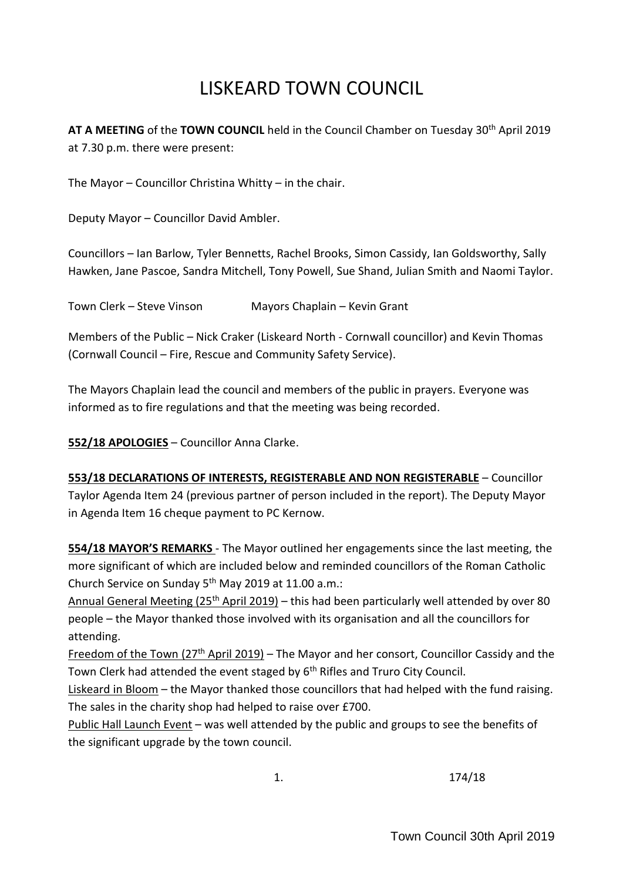# LISKEARD TOWN COUNCIL

**AT A MEETING** of the **TOWN COUNCIL** held in the Council Chamber on Tuesday 30th April 2019 at 7.30 p.m. there were present:

The Mayor – Councillor Christina Whitty – in the chair.

Deputy Mayor – Councillor David Ambler.

Councillors – Ian Barlow, Tyler Bennetts, Rachel Brooks, Simon Cassidy, Ian Goldsworthy, Sally Hawken, Jane Pascoe, Sandra Mitchell, Tony Powell, Sue Shand, Julian Smith and Naomi Taylor.

Town Clerk – Steve Vinson Mayors Chaplain – Kevin Grant

Members of the Public – Nick Craker (Liskeard North - Cornwall councillor) and Kevin Thomas (Cornwall Council – Fire, Rescue and Community Safety Service).

The Mayors Chaplain lead the council and members of the public in prayers. Everyone was informed as to fire regulations and that the meeting was being recorded.

**552/18 APOLOGIES** – Councillor Anna Clarke.

**553/18 DECLARATIONS OF INTERESTS, REGISTERABLE AND NON REGISTERABLE** – Councillor Taylor Agenda Item 24 (previous partner of person included in the report). The Deputy Mayor in Agenda Item 16 cheque payment to PC Kernow.

**554/18 MAYOR'S REMARKS** - The Mayor outlined her engagements since the last meeting, the more significant of which are included below and reminded councillors of the Roman Catholic Church Service on Sunday 5th May 2019 at 11.00 a.m.:

Annual General Meeting (25th April 2019) – this had been particularly well attended by over 80 people – the Mayor thanked those involved with its organisation and all the councillors for attending.

Freedom of the Town (27th April 2019) – The Mayor and her consort, Councillor Cassidy and the Town Clerk had attended the event staged by 6th Rifles and Truro City Council.

Liskeard in Bloom – the Mayor thanked those councillors that had helped with the fund raising. The sales in the charity shop had helped to raise over £700.

Public Hall Launch Event – was well attended by the public and groups to see the benefits of the significant upgrade by the town council.

174/18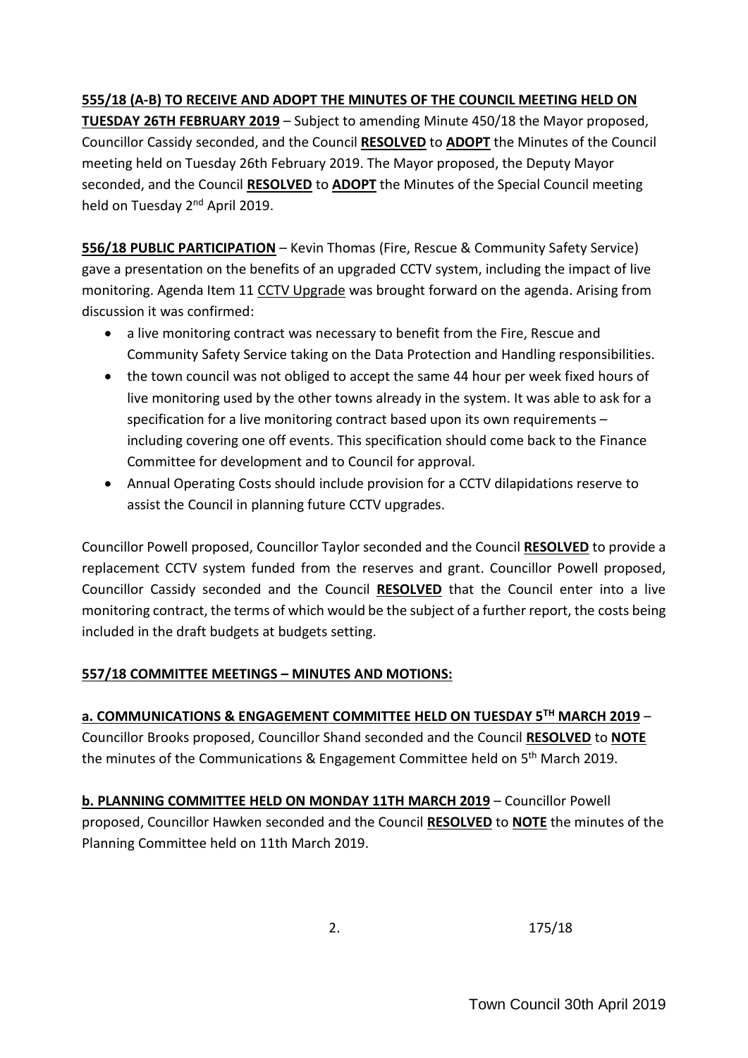**555/18 (A-B) TO RECEIVE AND ADOPT THE MINUTES OF THE COUNCIL MEETING HELD ON TUESDAY 26TH FEBRUARY 2019** – Subject to amending Minute 450/18 the Mayor proposed, Councillor Cassidy seconded, and the Council **RESOLVED** to **ADOPT** the Minutes of the Council meeting held on Tuesday 26th February 2019. The Mayor proposed, the Deputy Mayor seconded, and the Council **RESOLVED** to **ADOPT** the Minutes of the Special Council meeting held on Tuesday 2nd April 2019.

**556/18 PUBLIC PARTICIPATION** – Kevin Thomas (Fire, Rescue & Community Safety Service) gave a presentation on the benefits of an upgraded CCTV system, including the impact of live monitoring. Agenda Item 11 CCTV Upgrade was brought forward on the agenda. Arising from discussion it was confirmed:

- a live monitoring contract was necessary to benefit from the Fire, Rescue and Community Safety Service taking on the Data Protection and Handling responsibilities.
- the town council was not obliged to accept the same 44 hour per week fixed hours of live monitoring used by the other towns already in the system. It was able to ask for a specification for a live monitoring contract based upon its own requirements – including covering one off events. This specification should come back to the Finance Committee for development and to Council for approval.
- Annual Operating Costs should include provision for a CCTV dilapidations reserve to assist the Council in planning future CCTV upgrades.

Councillor Powell proposed, Councillor Taylor seconded and the Council **RESOLVED** to provide a replacement CCTV system funded from the reserves and grant. Councillor Powell proposed, Councillor Cassidy seconded and the Council **RESOLVED** that the Council enter into a live monitoring contract, the terms of which would be the subject of a further report, the costs being included in the draft budgets at budgets setting.

**557/18 COMMITTEE MEETINGS – MINUTES AND MOTIONS:**

**a. COMMUNICATIONS & ENGAGEMENT COMMITTEE HELD ON TUESDAY 5TH MARCH 2019** – Councillor Brooks proposed, Councillor Shand seconded and the Council **RESOLVED** to **NOTE** the minutes of the Communications & Engagement Committee held on 5th March 2019.

**b. PLANNING COMMITTEE HELD ON MONDAY 11TH MARCH 2019** – Councillor Powell proposed, Councillor Hawken seconded and the Council **RESOLVED** to **NOTE** the minutes of the Planning Committee held on 11th March 2019.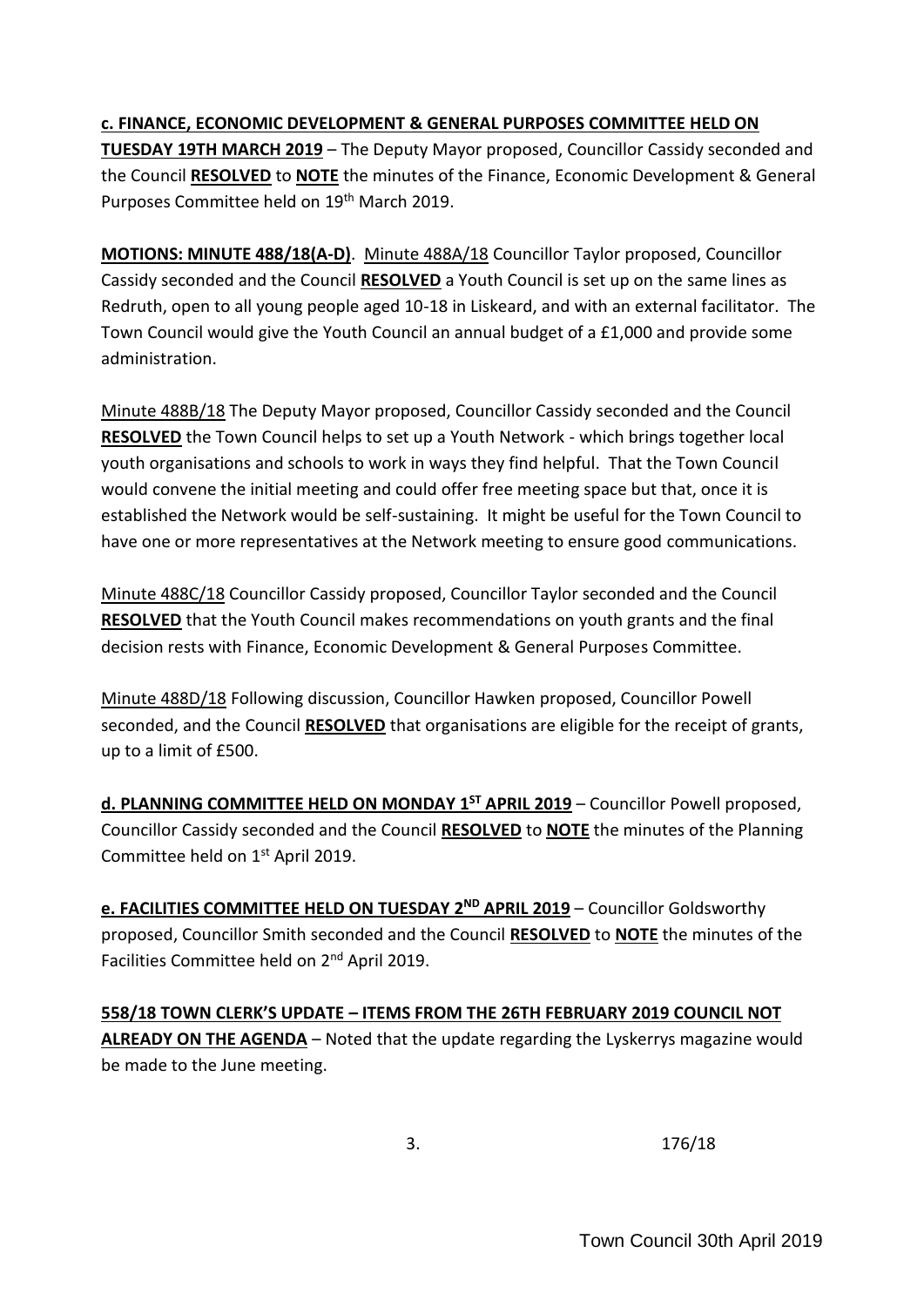**c. FINANCE, ECONOMIC DEVELOPMENT & GENERAL PURPOSES COMMITTEE HELD ON TUESDAY 19TH MARCH 2019** – The Deputy Mayor proposed, Councillor Cassidy seconded and the Council **RESOLVED** to **NOTE** the minutes of the Finance, Economic Development & General Purposes Committee held on 19th March 2019.

**MOTIONS: MINUTE 488/18(A-D)**. Minute 488A/18 Councillor Taylor proposed, Councillor Cassidy seconded and the Council **RESOLVED** a Youth Council is set up on the same lines as Redruth, open to all young people aged 10-18 in Liskeard, and with an external facilitator. The Town Council would give the Youth Council an annual budget of a £1,000 and provide some administration.

Minute 488B/18 The Deputy Mayor proposed, Councillor Cassidy seconded and the Council **RESOLVED** the Town Council helps to set up a Youth Network - which brings together local youth organisations and schools to work in ways they find helpful. That the Town Council would convene the initial meeting and could offer free meeting space but that, once it is established the Network would be self-sustaining. It might be useful for the Town Council to have one or more representatives at the Network meeting to ensure good communications.

Minute 488C/18 Councillor Cassidy proposed, Councillor Taylor seconded and the Council **RESOLVED** that the Youth Council makes recommendations on youth grants and the final decision rests with Finance, Economic Development & General Purposes Committee.

Minute 488D/18 Following discussion, Councillor Hawken proposed, Councillor Powell seconded, and the Council **RESOLVED** that organisations are eligible for the receipt of grants, up to a limit of £500.

**d. PLANNING COMMITTEE HELD ON MONDAY 1ST APRIL 2019** – Councillor Powell proposed, Councillor Cassidy seconded and the Council **RESOLVED** to **NOTE** the minutes of the Planning Committee held on 1st April 2019.

**e. FACILITIES COMMITTEE HELD ON TUESDAY 2ND APRIL 2019** – Councillor Goldsworthy proposed, Councillor Smith seconded and the Council **RESOLVED** to **NOTE** the minutes of the Facilities Committee held on 2nd April 2019.

**558/18 TOWN CLERK'S UPDATE – ITEMS FROM THE 26TH FEBRUARY 2019 COUNCIL NOT ALREADY ON THE AGENDA** – Noted that the update regarding the Lyskerrys magazine would be made to the June meeting.

176/18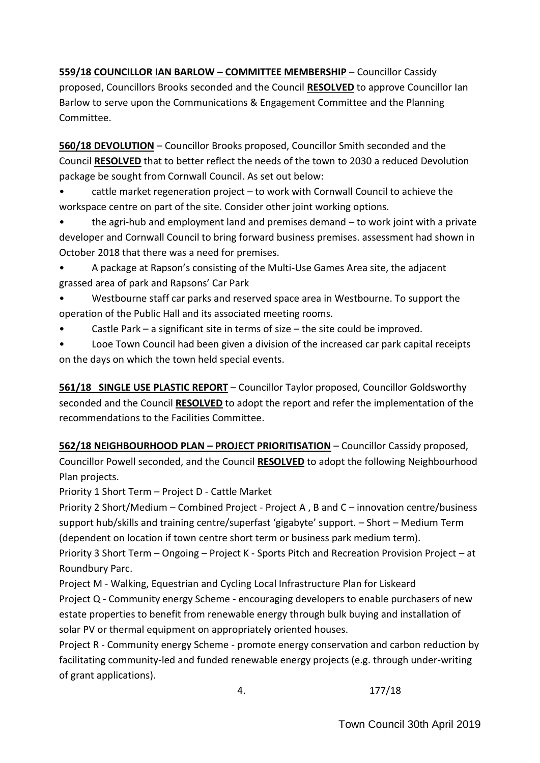**559/18 COUNCILLOR IAN BARLOW – COMMITTEE MEMBERSHIP** – Councillor Cassidy proposed, Councillors Brooks seconded and the Council **RESOLVED** to approve Councillor Ian Barlow to serve upon the Communications & Engagement Committee and the Planning Committee.

**560/18 DEVOLUTION** – Councillor Brooks proposed, Councillor Smith seconded and the Council **RESOLVED** that to better reflect the needs of the town to 2030 a reduced Devolution package be sought from Cornwall Council. As set out below:

- cattle market regeneration project – to work with Cornwall Council to achieve the workspace centre on part of the site. Consider other joint working options.
- the agri-hub and employment land and premises demand – to work joint with a private developer and Cornwall Council to bring forward business premises. assessment had shown in October 2018 that there was a need for premises.
- A package at Rapson's consisting of the Multi-Use Games Area site, the adjacent grassed area of park and Rapsons' Car Park
- Westbourne staff car parks and reserved space area in Westbourne. To support the operation of the Public Hall and its associated meeting rooms.
- Castle Park – a significant site in terms of size – the site could be improved.
- Looe Town Council had been given a division of the increased car park capital receipts on the days on which the town held special events.

**561/18 SINGLE USE PLASTIC REPORT** – Councillor Taylor proposed, Councillor Goldsworthy seconded and the Council **RESOLVED** to adopt the report and refer the implementation of the recommendations to the Facilities Committee.

**562/18 NEIGHBOURHOOD PLAN – PROJECT PRIORITISATION** – Councillor Cassidy proposed, Councillor Powell seconded, and the Council **RESOLVED** to adopt the following Neighbourhood Plan projects.

Priority 1 Short Term – Project D - Cattle Market

Priority 2 Short/Medium – Combined Project - Project A , B and C – innovation centre/business support hub/skills and training centre/superfast 'gigabyte' support. – Short – Medium Term (dependent on location if town centre short term or business park medium term).

Priority 3 Short Term – Ongoing – Project K - Sports Pitch and Recreation Provision Project – at Roundbury Parc.

Project M - Walking, Equestrian and Cycling Local Infrastructure Plan for Liskeard

Project Q - Community energy Scheme - encouraging developers to enable purchasers of new estate properties to benefit from renewable energy through bulk buying and installation of solar PV or thermal equipment on appropriately oriented houses.

Project R - Community energy Scheme - promote energy conservation and carbon reduction by facilitating community-led and funded renewable energy projects (e.g. through under-writing of grant applications).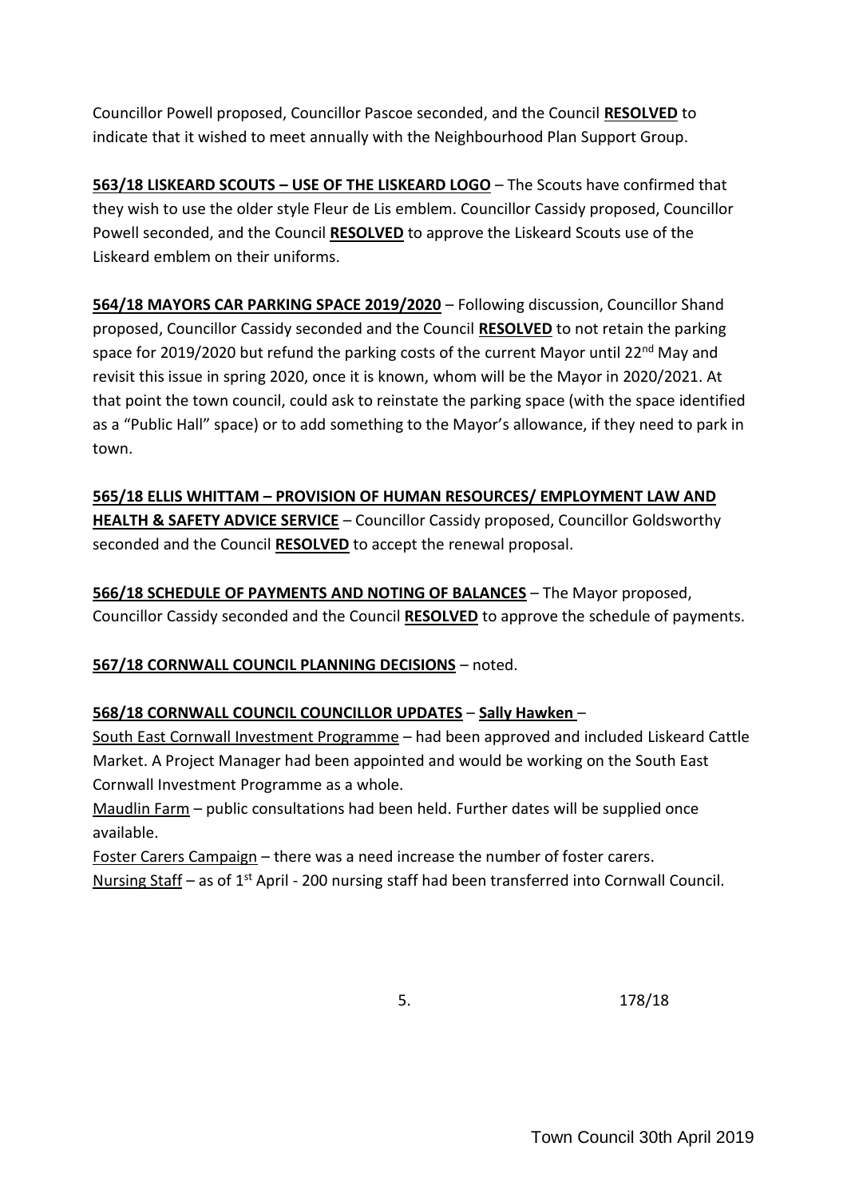Councillor Powell proposed, Councillor Pascoe seconded, and the Council **RESOLVED** to indicate that it wished to meet annually with the Neighbourhood Plan Support Group.

**563/18 LISKEARD SCOUTS – USE OF THE LISKEARD LOGO** – The Scouts have confirmed that they wish to use the older style Fleur de Lis emblem. Councillor Cassidy proposed, Councillor Powell seconded, and the Council **RESOLVED** to approve the Liskeard Scouts use of the Liskeard emblem on their uniforms.

**564/18 MAYORS CAR PARKING SPACE 2019/2020** – Following discussion, Councillor Shand proposed, Councillor Cassidy seconded and the Council **RESOLVED** to not retain the parking space for 2019/2020 but refund the parking costs of the current Mayor until 22nd May and revisit this issue in spring 2020, once it is known, whom will be the Mayor in 2020/2021. At that point the town council, could ask to reinstate the parking space (with the space identified as a "Public Hall" space) or to add something to the Mayor's allowance, if they need to park in town.

**565/18 ELLIS WHITTAM – PROVISION OF HUMAN RESOURCES/ EMPLOYMENT LAW AND HEALTH & SAFETY ADVICE SERVICE** – Councillor Cassidy proposed, Councillor Goldsworthy seconded and the Council **RESOLVED** to accept the renewal proposal.

**566/18 SCHEDULE OF PAYMENTS AND NOTING OF BALANCES** – The Mayor proposed, Councillor Cassidy seconded and the Council **RESOLVED** to approve the schedule of payments.

**567/18 CORNWALL COUNCIL PLANNING DECISIONS** – noted.

**568/18 CORNWALL COUNCIL COUNCILLOR UPDATES** – **Sally Hawken** –

South East Cornwall Investment Programme – had been approved and included Liskeard Cattle Market. A Project Manager had been appointed and would be working on the South East Cornwall Investment Programme as a whole.

Maudlin Farm – public consultations had been held. Further dates will be supplied once available.

Foster Carers Campaign – there was a need increase the number of foster carers.

Nursing Staff – as of 1st April - 200 nursing staff had been transferred into Cornwall Council.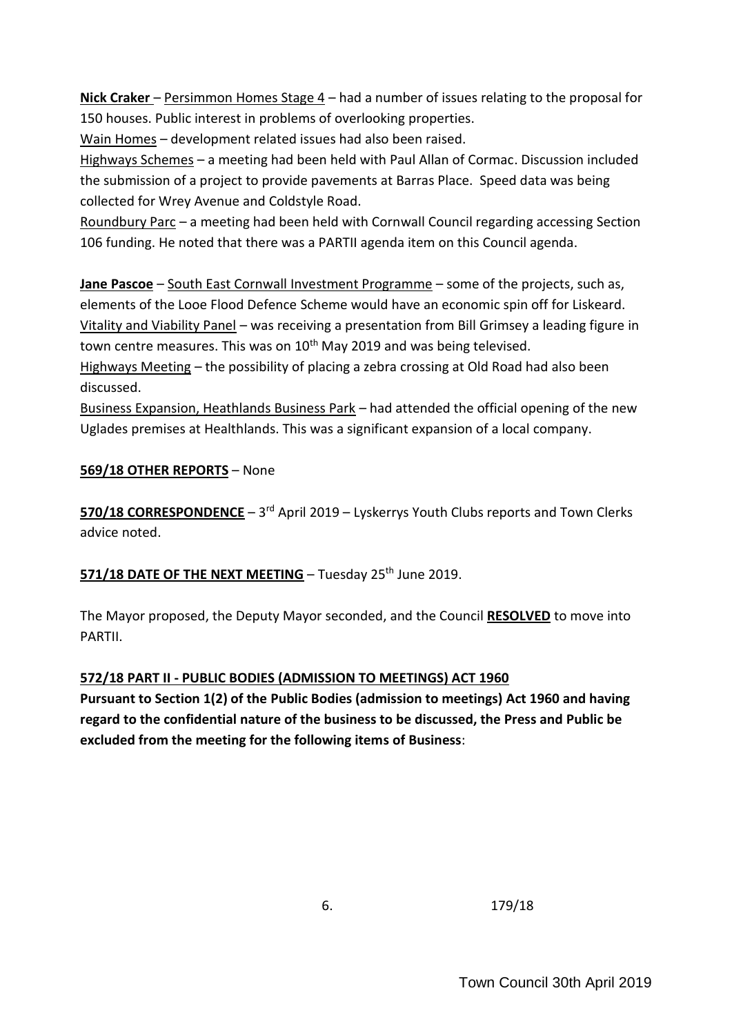**Nick Craker** – Persimmon Homes Stage 4 – had a number of issues relating to the proposal for 150 houses. Public interest in problems of overlooking properties.

Wain Homes – development related issues had also been raised.

Highways Schemes – a meeting had been held with Paul Allan of Cormac. Discussion included the submission of a project to provide pavements at Barras Place. Speed data was being collected for Wrey Avenue and Coldstyle Road.

Roundbury Parc – a meeting had been held with Cornwall Council regarding accessing Section 106 funding. He noted that there was a PARTII agenda item on this Council agenda.

**Jane Pascoe** – South East Cornwall Investment Programme – some of the projects, such as, elements of the Looe Flood Defence Scheme would have an economic spin off for Liskeard.

Vitality and Viability Panel – was receiving a presentation from Bill Grimsey a leading figure in town centre measures. This was on 10th May 2019 and was being televised.

Highways Meeting – the possibility of placing a zebra crossing at Old Road had also been discussed.

Business Expansion, Heathlands Business Park – had attended the official opening of the new Uglades premises at Healthlands. This was a significant expansion of a local company.

**569/18 OTHER REPORTS** – None

**570/18 CORRESPONDENCE** – 3rd April 2019 – Lyskerrys Youth Clubs reports and Town Clerks advice noted.

**571/18 DATE OF THE NEXT MEETING** – Tuesday 25th June 2019.

The Mayor proposed, the Deputy Mayor seconded, and the Council **RESOLVED** to move into PARTII.

**572/18 PART II - PUBLIC BODIES (ADMISSION TO MEETINGS) ACT 1960**

**Pursuant to Section 1(2) of the Public Bodies (admission to meetings) Act 1960 and having regard to the confidential nature of the business to be discussed, the Press and Public be excluded from the meeting for the following items of Business**:

179/18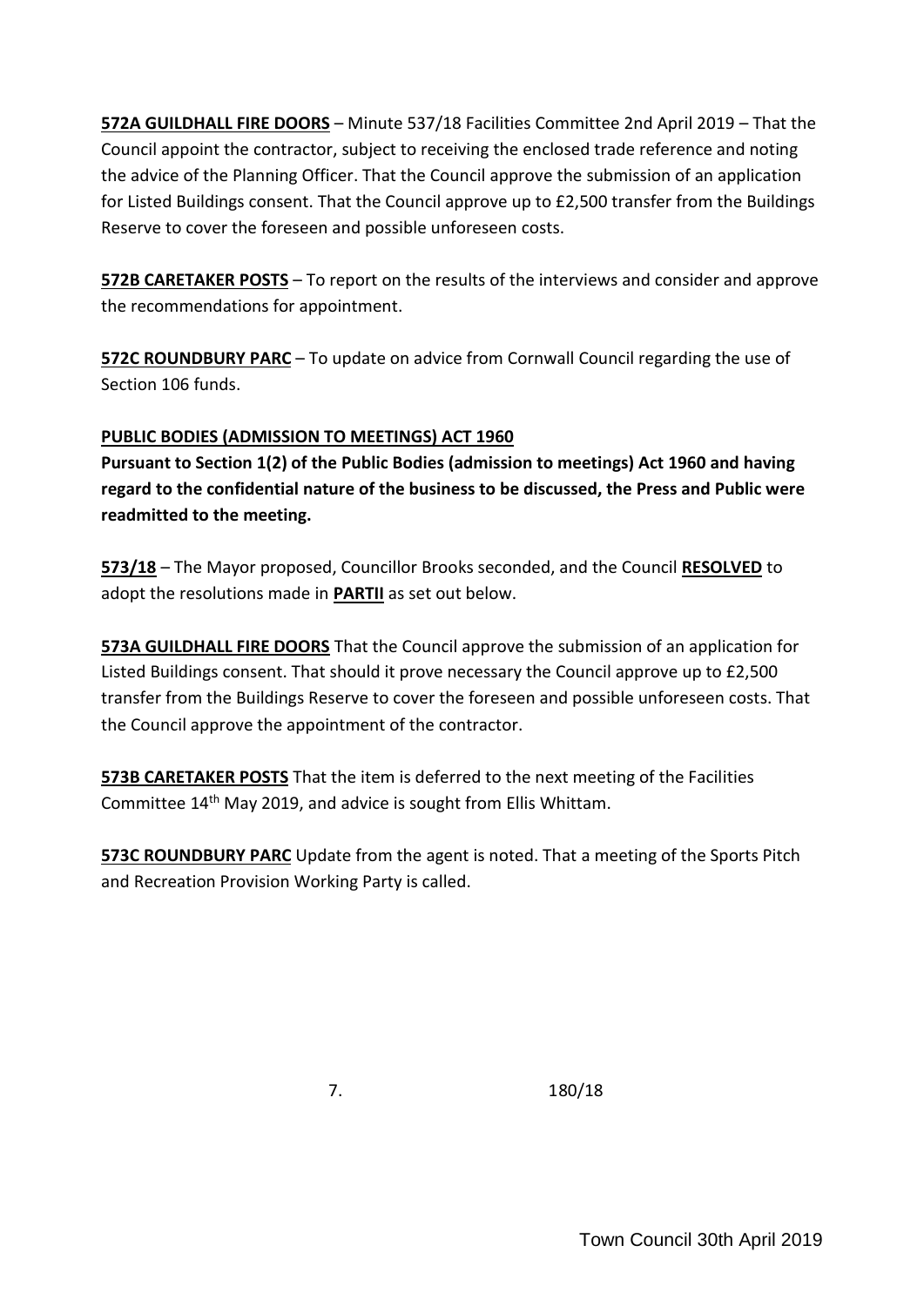**572A GUILDHALL FIRE DOORS** – Minute 537/18 Facilities Committee 2nd April 2019 – That the Council appoint the contractor, subject to receiving the enclosed trade reference and noting the advice of the Planning Officer. That the Council approve the submission of an application for Listed Buildings consent. That the Council approve up to £2,500 transfer from the Buildings Reserve to cover the foreseen and possible unforeseen costs.

**572B CARETAKER POSTS** – To report on the results of the interviews and consider and approve the recommendations for appointment.

**572C ROUNDBURY PARC** – To update on advice from Cornwall Council regarding the use of Section 106 funds.

**PUBLIC BODIES (ADMISSION TO MEETINGS) ACT 1960**

**Pursuant to Section 1(2) of the Public Bodies (admission to meetings) Act 1960 and having regard to the confidential nature of the business to be discussed, the Press and Public were readmitted to the meeting.**

**573/18** – The Mayor proposed, Councillor Brooks seconded, and the Council **RESOLVED** to adopt the resolutions made in **PARTII** as set out below.

**573A GUILDHALL FIRE DOORS** That the Council approve the submission of an application for Listed Buildings consent. That should it prove necessary the Council approve up to £2,500 transfer from the Buildings Reserve to cover the foreseen and possible unforeseen costs. That the Council approve the appointment of the contractor.

**573B CARETAKER POSTS** That the item is deferred to the next meeting of the Facilities Committee 14th May 2019, and advice is sought from Ellis Whittam.

**573C ROUNDBURY PARC** Update from the agent is noted. That a meeting of the Sports Pitch and Recreation Provision Working Party is called.

180/18